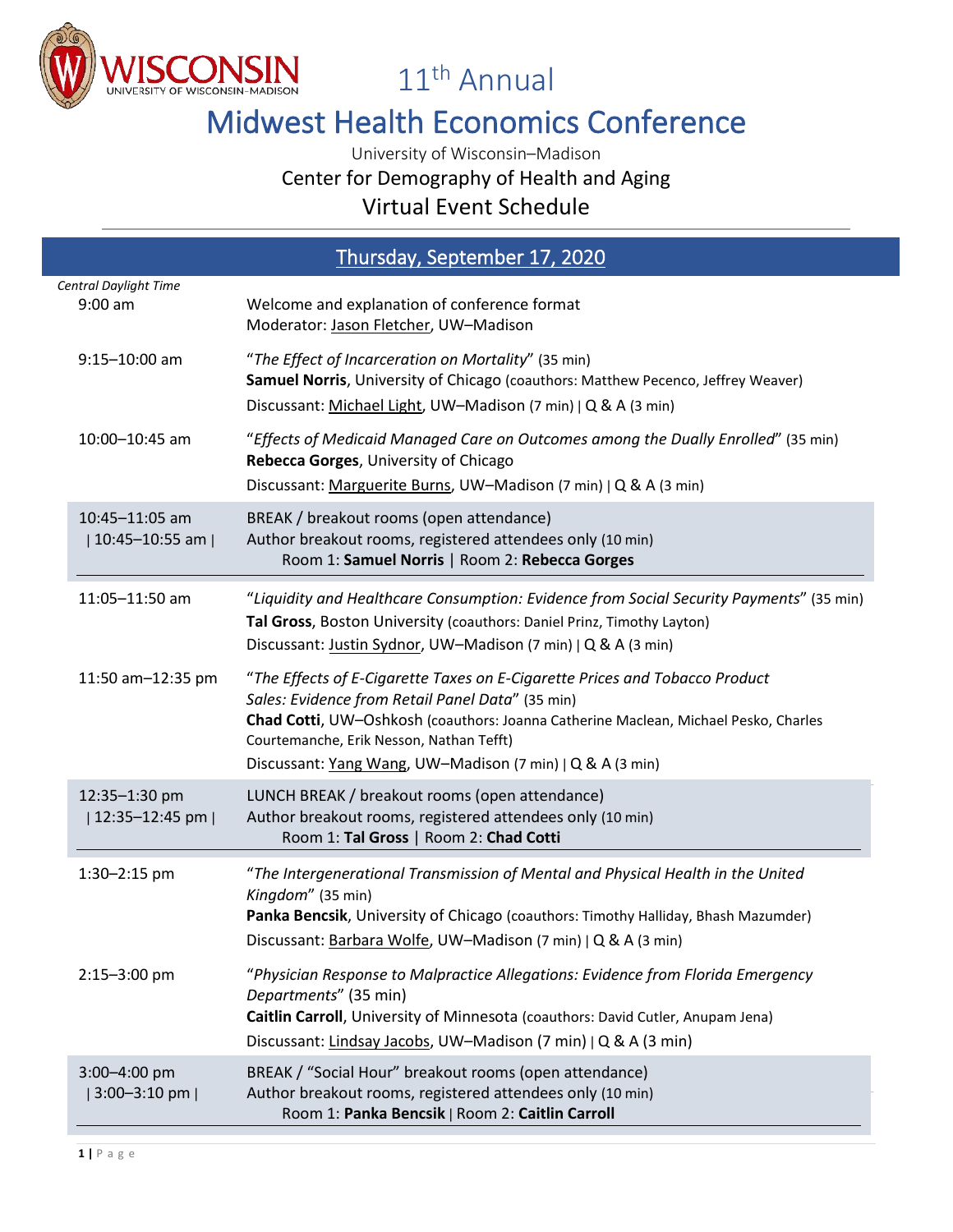# 11th Annual

# Midwest Health Economics Conference

University of Wisconsin–Madison

Center for Demography of Health and Aging

Virtual Event Schedule

## Thursday, September 17, 2020

| *Central Daylight Time* | |
|---|---|
| 9:00 am | Welcome and explanation of conference format<br>Moderator: Jason Fletcher, UW–Madison |
| 9:15–10:00 am | "*The Effect of Incarceration on Mortality*" (35 min)<br>**Samuel Norris**, University of Chicago (coauthors: Matthew Pecenco, Jeffrey Weaver)<br>Discussant: Michael Light, UW–Madison (7 min) \| Q & A (3 min) |
| 10:00–10:45 am | "*Effects of Medicaid Managed Care on Outcomes among the Dually Enrolled*" (35 min)<br>**Rebecca Gorges**, University of Chicago<br>Discussant: Marguerite Burns, UW–Madison (7 min) \| Q & A (3 min) |
| 10:45–11:05 am<br>\| 10:45–10:55 am \| | BREAK / breakout rooms (open attendance)<br>Author breakout rooms, registered attendees only (10 min)<br>Room 1: **Samuel Norris** \| Room 2: **Rebecca Gorges** |
| 11:05–11:50 am | "*Liquidity and Healthcare Consumption: Evidence from Social Security Payments*" (35 min)<br>**Tal Gross**, Boston University (coauthors: Daniel Prinz, Timothy Layton)<br>Discussant: Justin Sydnor, UW–Madison (7 min) \| Q & A (3 min) |
| 11:50 am–12:35 pm | "*The Effects of E-Cigarette Taxes on E-Cigarette Prices and Tobacco Product Sales: Evidence from Retail Panel Data*" (35 min)<br>**Chad Cotti**, UW–Oshkosh (coauthors: Joanna Catherine Maclean, Michael Pesko, Charles Courtemanche, Erik Nesson, Nathan Tefft)<br>Discussant: Yang Wang, UW–Madison (7 min) \| Q & A (3 min) |
| 12:35–1:30 pm<br>\| 12:35–12:45 pm \| | LUNCH BREAK / breakout rooms (open attendance)<br>Author breakout rooms, registered attendees only (10 min)<br>Room 1: **Tal Gross** \| Room 2: **Chad Cotti** |
| 1:30–2:15 pm | "*The Intergenerational Transmission of Mental and Physical Health in the United Kingdom*" (35 min)<br>**Panka Bencsik**, University of Chicago (coauthors: Timothy Halliday, Bhash Mazumder)<br>Discussant: Barbara Wolfe, UW–Madison (7 min) \| Q & A (3 min) |
| 2:15–3:00 pm | "*Physician Response to Malpractice Allegations: Evidence from Florida Emergency Departments*" (35 min)<br>**Caitlin Carroll**, University of Minnesota (coauthors: David Cutler, Anupam Jena)<br>Discussant: Lindsay Jacobs, UW–Madison (7 min) \| Q & A (3 min) |
| 3:00–4:00 pm<br>\| 3:00–3:10 pm \| | BREAK / "Social Hour" breakout rooms (open attendance)<br>Author breakout rooms, registered attendees only (10 min)<br>Room 1: **Panka Bencsik** \| Room 2: **Caitlin Carroll** |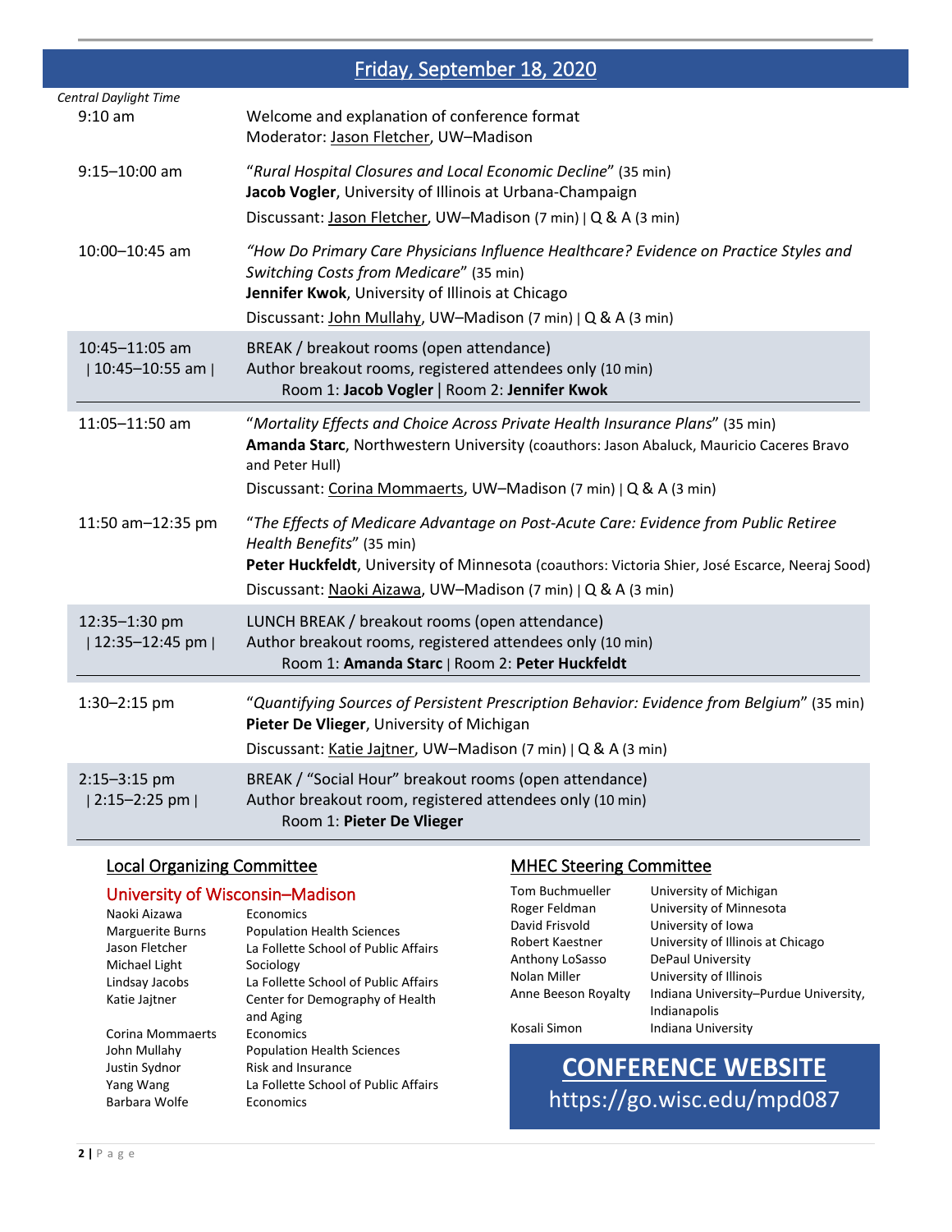## Friday, September 18, 2020

| *Central Daylight Time* | |
|---|---|
| 9:10 am | Welcome and explanation of conference format<br>Moderator: Jason Fletcher, UW–Madison |
| 9:15–10:00 am | "*Rural Hospital Closures and Local Economic Decline*" (35 min)<br>**Jacob Vogler**, University of Illinois at Urbana-Champaign<br>Discussant: Jason Fletcher, UW–Madison (7 min) \| Q & A (3 min) |
| 10:00–10:45 am | *"How Do Primary Care Physicians Influence Healthcare? Evidence on Practice Styles and Switching Costs from Medicare*" (35 min)<br>**Jennifer Kwok**, University of Illinois at Chicago<br>Discussant: John Mullahy, UW–Madison (7 min) \| Q & A (3 min) |
| 10:45–11:05 am<br>\| 10:45–10:55 am \| | BREAK / breakout rooms (open attendance)<br>Author breakout rooms, registered attendees only (10 min)<br>Room 1: **Jacob Vogler** \| Room 2: **Jennifer Kwok** |
| 11:05–11:50 am | "*Mortality Effects and Choice Across Private Health Insurance Plans*" (35 min)<br>**Amanda Starc**, Northwestern University (coauthors: Jason Abaluck, Mauricio Caceres Bravo and Peter Hull)<br>Discussant: Corina Mommaerts, UW–Madison (7 min) \| Q & A (3 min) |
| 11:50 am–12:35 pm | "*The Effects of Medicare Advantage on Post-Acute Care: Evidence from Public Retiree Health Benefits*" (35 min)<br>**Peter Huckfeldt**, University of Minnesota (coauthors: Victoria Shier, José Escarce, Neeraj Sood)<br>Discussant: Naoki Aizawa, UW–Madison (7 min) \| Q & A (3 min) |
| 12:35–1:30 pm<br>\| 12:35–12:45 pm \| | LUNCH BREAK / breakout rooms (open attendance)<br>Author breakout rooms, registered attendees only (10 min)<br>Room 1: **Amanda Starc** \| Room 2: **Peter Huckfeldt** |
| 1:30–2:15 pm | "*Quantifying Sources of Persistent Prescription Behavior: Evidence from Belgium*" (35 min)<br>**Pieter De Vlieger**, University of Michigan<br>Discussant: Katie Jajtner, UW–Madison (7 min) \| Q & A (3 min) |
| 2:15–3:15 pm<br>\| 2:15–2:25 pm \| | BREAK / "Social Hour" breakout rooms (open attendance)<br>Author breakout room, registered attendees only (10 min)<br>Room 1: **Pieter De Vlieger** |

### Local Organizing Committee

#### University of Wisconsin–Madison

| | |
|---|---|
| Naoki Aizawa | Economics |
| Marguerite Burns | Population Health Sciences |
| Jason Fletcher | La Follette School of Public Affairs |
| Michael Light | Sociology |
| Lindsay Jacobs | La Follette School of Public Affairs |
| Katie Jajtner | Center for Demography of Health and Aging |
| Corina Mommaerts | Economics |
| John Mullahy | Population Health Sciences |
| Justin Sydnor | Risk and Insurance |
| Yang Wang | La Follette School of Public Affairs |
| Barbara Wolfe | Economics |

### MHEC Steering Committee

| | |
|---|---|
| Tom Buchmueller | University of Michigan |
| Roger Feldman | University of Minnesota |
| David Frisvold | University of Iowa |
| Robert Kaestner | University of Illinois at Chicago |
| Anthony LoSasso | DePaul University |
| Nolan Miller | University of Illinois |
| Anne Beeson Royalty | Indiana University–Purdue University, Indianapolis |
| Kosali Simon | Indiana University |

**CONFERENCE WEBSITE**

https://go.wisc.edu/mpd087